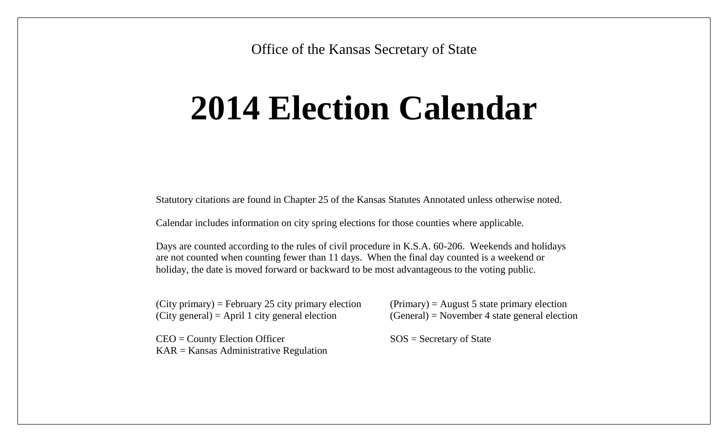Office of the Kansas Secretary of State

# 2014 Election Calendar

Statutory citations are found in Chapter 25 of the Kansas Statutes Annotated unless otherwise noted.

Calendar includes information on city spring elections for those counties where applicable.

Days are counted according to the rules of civil procedure in K.S.A. 60-206. Weekends and holidays are not counted when counting fewer than 11 days. When the final day counted is a weekend or holiday, the date is moved forward or backward to be most advantageous to the voting public.

(City primary) = February 25 city primary election
(City general) = April 1 city general election

(Primary) = August 5 state primary election
(General) = November 4 state general election

CEO = County Election Officer
KAR = Kansas Administrative Regulation

SOS = Secretary of State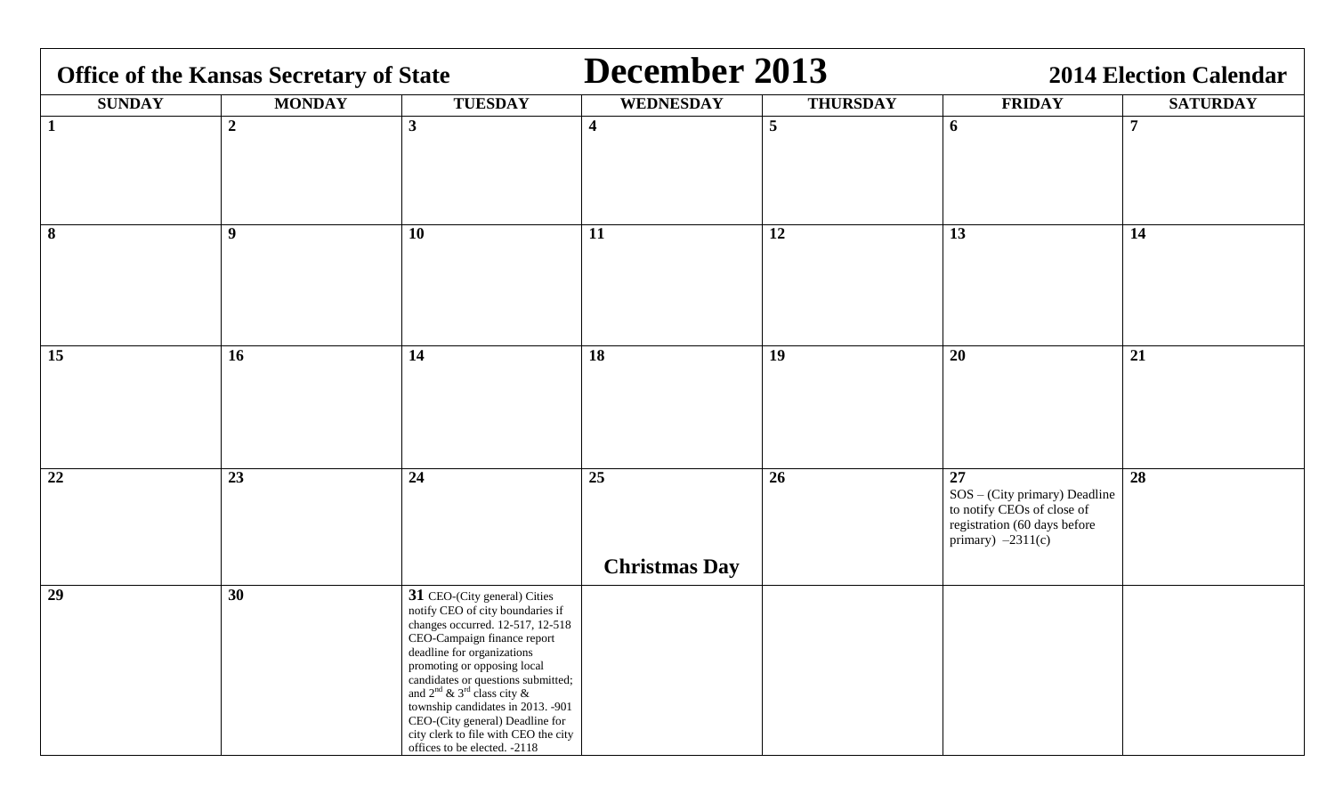**Office of the Kansas Secretary of State** 

# December 2013

**2014 Election Calendar**

| SUNDAY | MONDAY | TUESDAY | WEDNESDAY | THURSDAY | FRIDAY | SATURDAY |
|---|---|---|---|---|---|---|
| **1** | **2** | **3** | **4** | **5** | **6** | **7** |
| **8** | **9** | **10** | **11** | **12** | **13** | **14** |
| **15** | **16** | **14** | **18** | **19** | **20** | **21** |
| **22** | **23** | **24** | **25**<br><br>**Christmas Day** | **26** | **27**<br>SOS – (City primary) Deadline to notify CEOs of close of registration (60 days before primary) –2311(c) | **28** |
| **29** | **30** | **31** CEO-(City general) Cities notify CEO of city boundaries if changes occurred. 12-517, 12-518 CEO-Campaign finance report deadline for organizations promoting or opposing local candidates or questions submitted; and 2nd & 3rd class city & township candidates in 2013. -901 CEO-(City general) Deadline for city clerk to file with CEO the city offices to be elected. -2118 | | | | |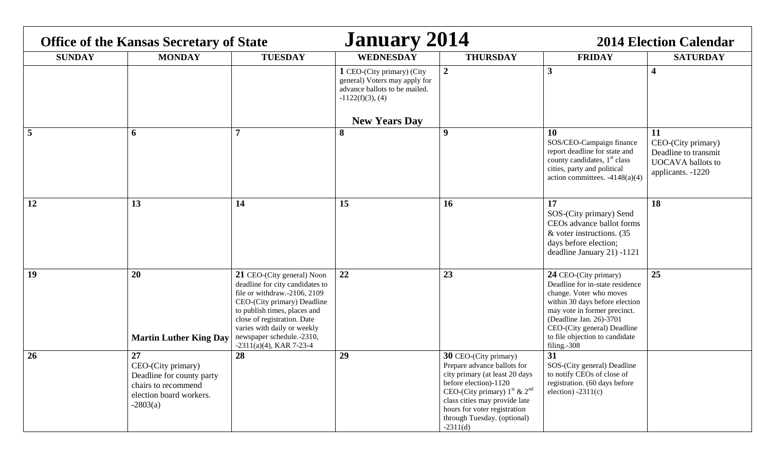**Office of the Kansas Secretary of State** | **January 2014** | **2014 Election Calendar**

| SUNDAY | MONDAY | TUESDAY | WEDNESDAY | THURSDAY | FRIDAY | SATURDAY |
|---|---|---|---|---|---|---|
| | | | **1** CEO-(City primary) (City general) Voters may apply for advance ballots to be mailed. -1122(f)(3), (4) <br> **New Years Day** | **2** | **3** | **4** |
| **5** | **6** | **7** | **8** | **9** | **10** SOS/CEO-Campaign finance report deadline for state and county candidates, 1st class cities, party and political action committees. -4148(a)(4) | **11** CEO-(City primary) Deadline to transmit UOCAVA ballots to applicants. -1220 |
| **12** | **13** | **14** | **15** | **16** | **17** SOS-(City primary) Send CEOs advance ballot forms & voter instructions. (35 days before election; deadline January 21) -1121 | **18** |
| **19** | **20** <br> **Martin Luther King Day** | **21** CEO-(City general) Noon deadline for city candidates to file or withdraw.-2106, 2109 <br> CEO-(City primary) Deadline to publish times, places and close of registration. Date varies with daily or weekly newspaper schedule.-2310, -2311(a)(4), KAR 7-23-4 | **22** | **23** | **24** CEO-(City primary) Deadline for in-state residence change. Voter who moves within 30 days before election may vote in former precinct. (Deadline Jan. 26)-3701 <br> CEO-(City general) Deadline to file objection to candidate filing.-308 | **25** |
| **26** | **27** CEO-(City primary) Deadline for county party chairs to recommend election board workers. -2803(a) | **28** | **29** | **30** CEO-(City primary) Prepare advance ballots for city primary (at least 20 days before election)-1120 <br> CEO-(City primary) 1st & 2nd class cities may provide late hours for voter registration through Tuesday. (optional) -2311(d) | **31** SOS-(City general) Deadline to notify CEOs of close of registration. (60 days before election) -2311(c) | |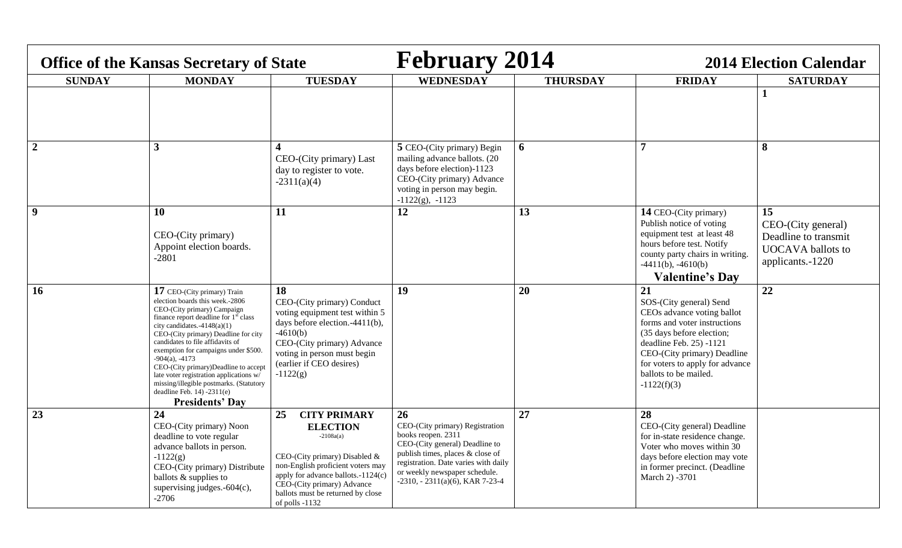**Office of the Kansas Secretary of State** | **February 2014** | **2014 Election Calendar**

| SUNDAY | MONDAY | TUESDAY | WEDNESDAY | THURSDAY | FRIDAY | SATURDAY |
|---|---|---|---|---|---|---|
| | | | | | | **1** |
| **2** | **3** | **4** CEO-(City primary) Last day to register to vote. -2311(a)(4) | **5** CEO-(City primary) Begin mailing advance ballots. (20 days before election)-1123 CEO-(City primary) Advance voting in person may begin. -1122(g), -1123 | **6** | **7** | **8** |
| **9** | **10** CEO-(City primary) Appoint election boards. -2801 | **11** | **12** | **13** | **14** CEO-(City primary) Publish notice of voting equipment test at least 48 hours before test. Notify county party chairs in writing. -4411(b), -4610(b) **Valentine's Day** | **15** CEO-(City general) Deadline to transmit UOCAVA ballots to applicants.-1220 |
| **16** | **17** CEO-(City primary) Train election boards this week.-2806 CEO-(City primary) Campaign finance report deadline for 1st class city candidates.-4148(a)(1) CEO-(City primary) Deadline for city candidates to file affidavits of exemption for campaigns under $500. -904(a), -4173 CEO-(City primary)Deadline to accept late voter registration applications w/ missing/illegible postmarks. (Statutory deadline Feb. 14) -2311(e) **Presidents' Day** | **18** CEO-(City primary) Conduct voting equipment test within 5 days before election.-4411(b), -4610(b) CEO-(City primary) Advance voting in person must begin (earlier if CEO desires) -1122(g) | **19** | **20** | **21** SOS-(City general) Send CEOs advance voting ballot forms and voter instructions (35 days before election; deadline Feb. 25) -1121 CEO-(City primary) Deadline for voters to apply for advance ballots to be mailed. -1122(f)(3) | **22** |
| **23** | **24** CEO-(City primary) Noon deadline to vote regular advance ballots in person. -1122(g) CEO-(City primary) Distribute ballots & supplies to supervising judges.-604(c), -2706 | **25 CITY PRIMARY ELECTION** -2108a(a) CEO-(City primary) Disabled & non-English proficient voters may apply for advance ballots.-1124(c) CEO-(City primary) Advance ballots must be returned by close of polls -1132 | **26** CEO-(City primary) Registration books reopen. 2311 CEO-(City general) Deadline to publish times, places & close of registration. Date varies with daily or weekly newspaper schedule. -2310, - 2311(a)(6), KAR 7-23-4 | **27** | **28** CEO-(City general) Deadline for in-state residence change. Voter who moves within 30 days before election may vote in former precinct. (Deadline March 2) -3701 | |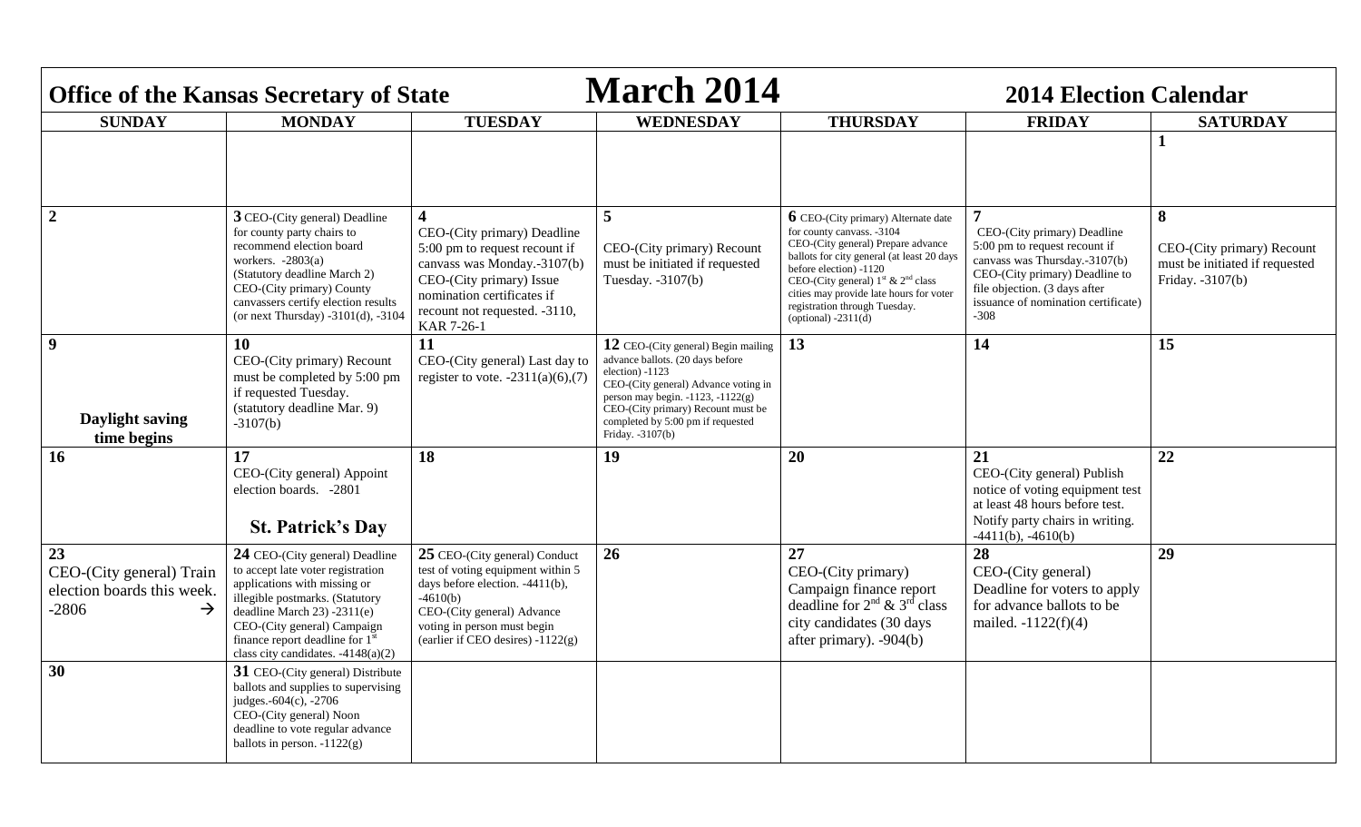**Office of the Kansas Secretary of State**

# March 2014

**2014 Election Calendar**

| SUNDAY | MONDAY | TUESDAY | WEDNESDAY | THURSDAY | FRIDAY | SATURDAY |
|---|---|---|---|---|---|---|
| | | | | | | **1** |
| **2** | **3** CEO-(City general) Deadline for county party chairs to recommend election board workers. -2803(a) (Statutory deadline March 2) CEO-(City primary) County canvassers certify election results (or next Thursday) -3101(d), -3104 | **4** CEO-(City primary) Deadline 5:00 pm to request recount if canvass was Monday.-3107(b) CEO-(City primary) Issue nomination certificates if recount not requested. -3110, KAR 7-26-1 | **5** CEO-(City primary) Recount must be initiated if requested Tuesday. -3107(b) | **6** CEO-(City primary) Alternate date for county canvass. -3104 CEO-(City general) Prepare advance ballots for city general (at least 20 days before election) -1120 CEO-(City general) 1st & 2nd class cities may provide late hours for voter registration through Tuesday. (optional) -2311(d) | **7** CEO-(City primary) Deadline 5:00 pm to request recount if canvass was Thursday.-3107(b) CEO-(City primary) Deadline to file objection. (3 days after issuance of nomination certificate) -308 | **8** CEO-(City primary) Recount must be initiated if requested Friday. -3107(b) |
| **9** **Daylight saving time begins** | **10** CEO-(City primary) Recount must be completed by 5:00 pm if requested Tuesday. (statutory deadline Mar. 9) -3107(b) | **11** CEO-(City general) Last day to register to vote. -2311(a)(6),(7) | **12** CEO-(City general) Begin mailing advance ballots. (20 days before election) -1123 CEO-(City general) Advance voting in person may begin. -1123, -1122(g) CEO-(City primary) Recount must be completed by 5:00 pm if requested Friday. -3107(b) | **13** | **14** | **15** |
| **16** | **17** CEO-(City general) Appoint election boards. -2801 **St. Patrick's Day** | **18** | **19** | **20** | **21** CEO-(City general) Publish notice of voting equipment test at least 48 hours before test. Notify party chairs in writing. -4411(b), -4610(b) | **22** |
| **23** CEO-(City general) Train election boards this week. -2806 → | **24** CEO-(City general) Deadline to accept late voter registration applications with missing or illegible postmarks. (Statutory deadline March 23) -2311(e) CEO-(City general) Campaign finance report deadline for 1st class city candidates. -4148(a)(2) | **25** CEO-(City general) Conduct test of voting equipment within 5 days before election. -4411(b), -4610(b) CEO-(City general) Advance voting in person must begin (earlier if CEO desires) -1122(g) | **26** | **27** CEO-(City primary) Campaign finance report deadline for 2nd & 3rd class city candidates (30 days after primary). -904(b) | **28** CEO-(City general) Deadline for voters to apply for advance ballots to be mailed. -1122(f)(4) | **29** |
| **30** | **31** CEO-(City general) Distribute ballots and supplies to supervising judges.-604(c), -2706 CEO-(City general) Noon deadline to vote regular advance ballots in person. -1122(g) | | | | | |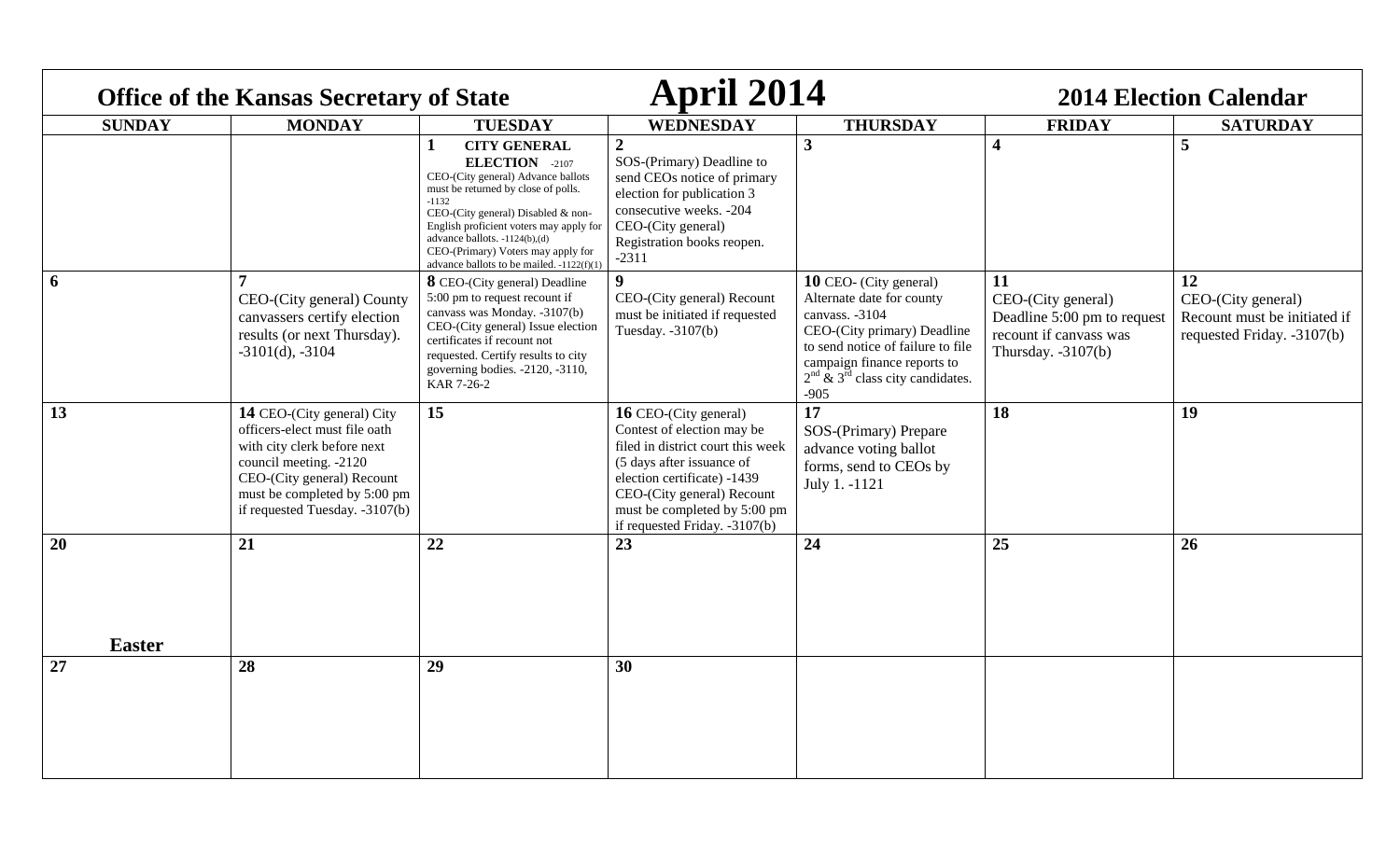**Office of the Kansas Secretary of State** **April 2014** **2014 Election Calendar**

| SUNDAY | MONDAY | TUESDAY | WEDNESDAY | THURSDAY | FRIDAY | SATURDAY |
|---|---|---|---|---|---|---|
| | | **1** **CITY GENERAL ELECTION** -2107 CEO-(City general) Advance ballots must be returned by close of polls. -1132 CEO-(City general) Disabled & non-English proficient voters may apply for advance ballots. -1124(b),(d) CEO-(Primary) Voters may apply for advance ballots to be mailed. -1122(f)(1) | **2** SOS-(Primary) Deadline to send CEOs notice of primary election for publication 3 consecutive weeks. -204 CEO-(City general) Registration books reopen. -2311 | **3** | **4** | **5** |
| **6** | **7** CEO-(City general) County canvassers certify election results (or next Thursday). -3101(d), -3104 | **8** CEO-(City general) Deadline 5:00 pm to request recount if canvass was Monday. -3107(b) CEO-(City general) Issue election certificates if recount not requested. Certify results to city governing bodies. -2120, -3110, KAR 7-26-2 | **9** CEO-(City general) Recount must be initiated if requested Tuesday. -3107(b) | **10** CEO- (City general) Alternate date for county canvass. -3104 CEO-(City primary) Deadline to send notice of failure to file campaign finance reports to 2nd & 3rd class city candidates. -905 | **11** CEO-(City general) Deadline 5:00 pm to request recount if canvass was Thursday. -3107(b) | **12** CEO-(City general) Recount must be initiated if requested Friday. -3107(b) |
| **13** | **14** CEO-(City general) City officers-elect must file oath with city clerk before next council meeting. -2120 CEO-(City general) Recount must be completed by 5:00 pm if requested Tuesday. -3107(b) | **15** | **16** CEO-(City general) Contest of election may be filed in district court this week (5 days after issuance of election certificate) -1439 CEO-(City general) Recount must be completed by 5:00 pm if requested Friday. -3107(b) | **17** SOS-(Primary) Prepare advance voting ballot forms, send to CEOs by July 1. -1121 | **18** | **19** |
| **20** **Easter** | **21** | **22** | **23** | **24** | **25** | **26** |
| **27** | **28** | **29** | **30** | | | |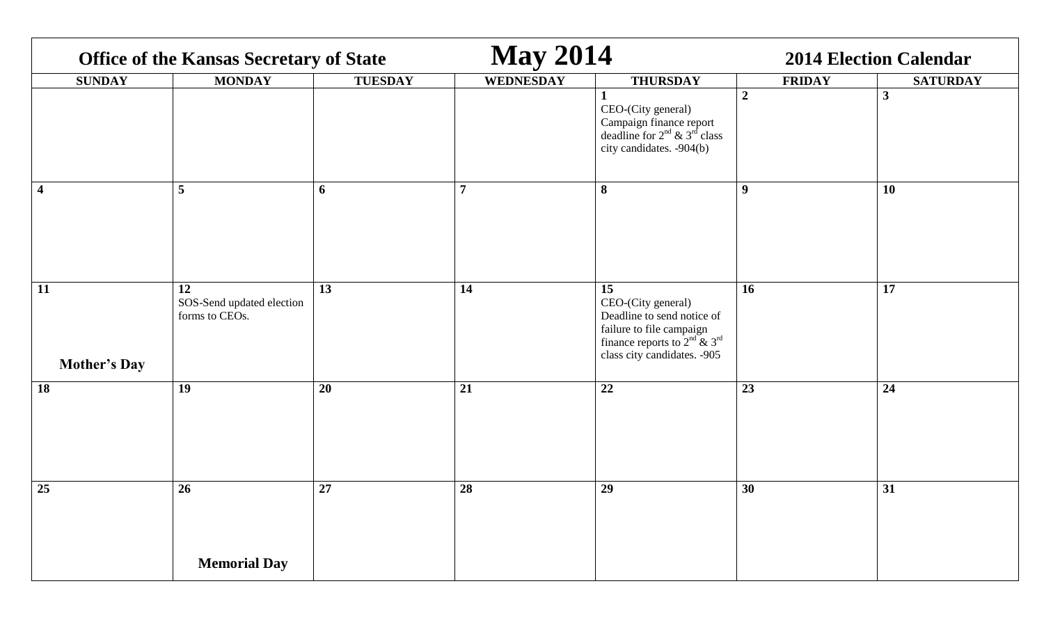**Office of the Kansas Secretary of State** | **May 2014** | **2014 Election Calendar**

| SUNDAY | MONDAY | TUESDAY | WEDNESDAY | THURSDAY | FRIDAY | SATURDAY |
|---|---|---|---|---|---|---|
| | | | | **1** CEO-(City general) Campaign finance report deadline for 2nd & 3rd class city candidates. -904(b) | **2** | **3** |
| **4** | **5** | **6** | **7** | **8** | **9** | **10** |
| **11** **Mother's Day** | **12** SOS-Send updated election forms to CEOs. | **13** | **14** | **15** CEO-(City general) Deadline to send notice of failure to file campaign finance reports to 2nd & 3rd class city candidates. -905 | **16** | **17** |
| **18** | **19** | **20** | **21** | **22** | **23** | **24** |
| **25** | **26** **Memorial Day** | **27** | **28** | **29** | **30** | **31** |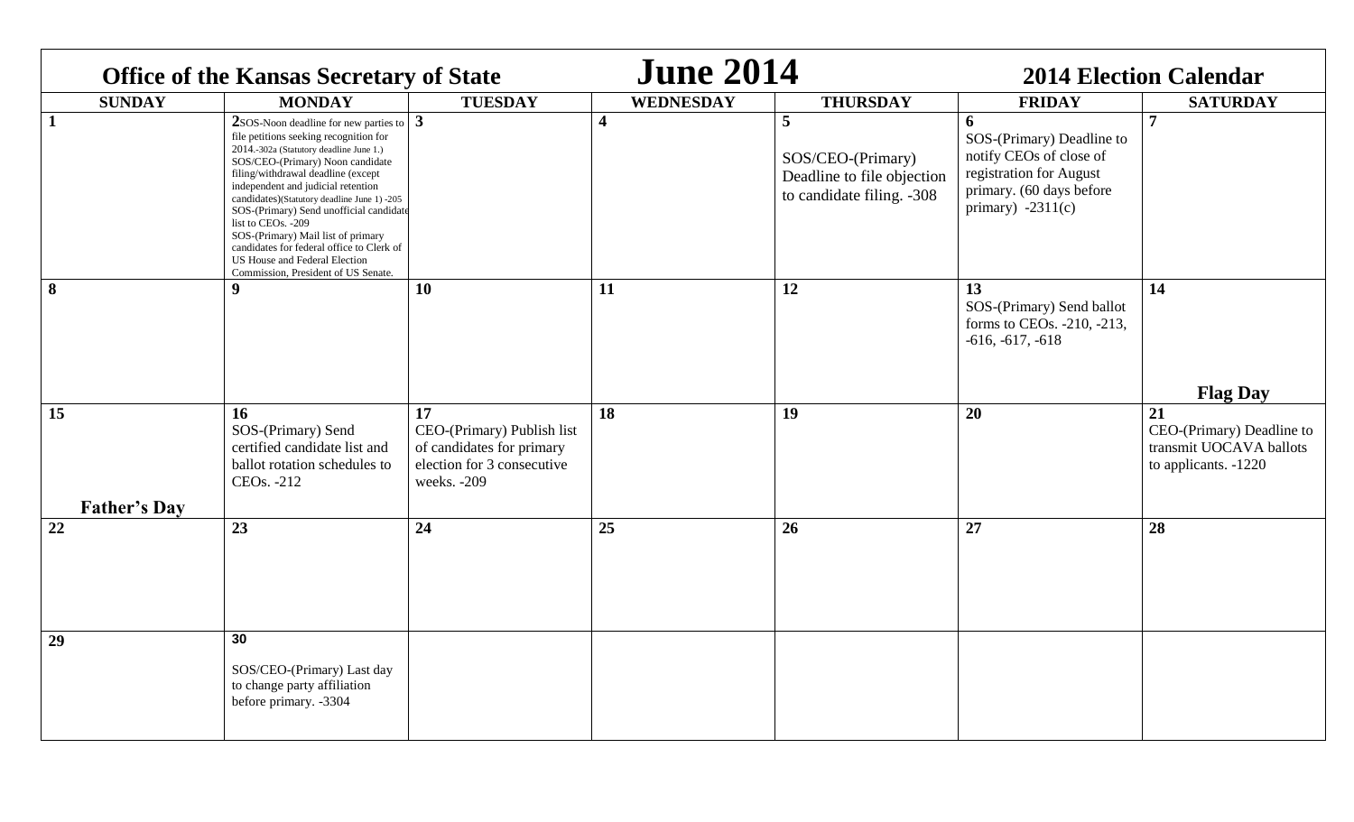# June 2014

**Office of the Kansas Secretary of State** | **2014 Election Calendar**

| SUNDAY | MONDAY | TUESDAY | WEDNESDAY | THURSDAY | FRIDAY | SATURDAY |
|---|---|---|---|---|---|---|
| **1** | **2** SOS-Noon deadline for new parties to file petitions seeking recognition for 2014.-302a (Statutory deadline June 1.) SOS/CEO-(Primary) Noon candidate filing/withdrawal deadline (except independent and judicial retention candidates)(Statutory deadline June 1) -205 SOS-(Primary) Send unofficial candidate list to CEOs. -209 SOS-(Primary) Mail list of primary candidates for federal office to Clerk of US House and Federal Election Commission, President of US Senate. | **3** | **4** | **5** SOS/CEO-(Primary) Deadline to file objection to candidate filing. -308 | **6** SOS-(Primary) Deadline to notify CEOs of close of registration for August primary. (60 days before primary) -2311(c) | **7** |
| **8** | **9** | **10** | **11** | **12** | **13** SOS-(Primary) Send ballot forms to CEOs. -210, -213, -616, -617, -618 | **14** **Flag Day** |
| **15** **Father's Day** | **16** SOS-(Primary) Send certified candidate list and ballot rotation schedules to CEOs. -212 | **17** CEO-(Primary) Publish list of candidates for primary election for 3 consecutive weeks. -209 | **18** | **19** | **20** | **21** CEO-(Primary) Deadline to transmit UOCAVA ballots to applicants. -1220 |
| **22** | **23** | **24** | **25** | **26** | **27** | **28** |
| **29** | **30** SOS/CEO-(Primary) Last day to change party affiliation before primary. -3304 | | | | | |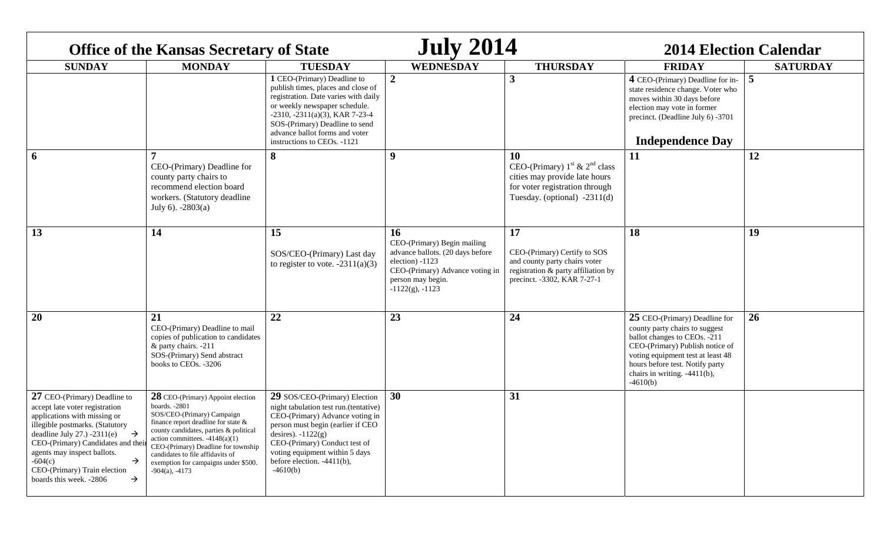# Office of the Kansas Secretary of State — July 2014 — 2014 Election Calendar

| SUNDAY | MONDAY | TUESDAY | WEDNESDAY | THURSDAY | FRIDAY | SATURDAY |
|---|---|---|---|---|---|---|
| | | **1** CEO-(Primary) Deadline to publish times, places and close of registration. Date varies with daily or weekly newspaper schedule. -2310, -2311(a)(3), KAR 7-23-4<br>SOS-(Primary) Deadline to send advance ballot forms and voter instructions to CEOs. -1121 | **2** | **3** | **4** CEO-(Primary) Deadline for in-state residence change. Voter who moves within 30 days before election may vote in former precinct. (Deadline July 6) -3701<br>**Independence Day** | **5** |
| **6** | **7**<br>CEO-(Primary) Deadline for county party chairs to recommend election board workers. (Statutory deadline July 6). -2803(a) | **8** | **9** | **10**<br>CEO-(Primary) 1st & 2nd class cities may provide late hours for voter registration through Tuesday. (optional) -2311(d) | **11** | **12** |
| **13** | **14** | **15**<br>SOS/CEO-(Primary) Last day to register to vote. -2311(a)(3) | **16**<br>CEO-(Primary) Begin mailing advance ballots. (20 days before election) -1123<br>CEO-(Primary) Advance voting in person may begin. -1122(g), -1123 | **17**<br>CEO-(Primary) Certify to SOS and county party chairs voter registration & party affiliation by precinct. -3302, KAR 7-27-1 | **18** | **19** |
| **20** | **21**<br>CEO-(Primary) Deadline to mail copies of publication to candidates & party chairs. -211<br>SOS-(Primary) Send abstract books to CEOs. -3206 | **22** | **23** | **24** | **25** CEO-(Primary) Deadline for county party chairs to suggest ballot changes to CEOs. -211<br>CEO-(Primary) Publish notice of voting equipment test at least 48 hours before test. Notify party chairs in writing. -4411(b), -4610(b) | **26** |
| **27** CEO-(Primary) Deadline to accept late voter registration applications with missing or illegible postmarks. (Statutory deadline July 27.) -2311(e) →<br>CEO-(Primary) Candidates and their agents may inspect ballots. -604(c) →<br>CEO-(Primary) Train election boards this week. -2806 → | **28** CEO-(Primary) Appoint election boards. -2801<br>SOS/CEO-(Primary) Campaign finance report deadline for state & county candidates, parties & political action committees. -4148(a)(1)<br>CEO-(Primary) Deadline for township candidates to file affidavits of exemption for campaigns under $500. -904(a), -4173 | **29** SOS/CEO-(Primary) Election night tabulation test run.(tentative)<br>CEO-(Primary) Advance voting in person must begin (earlier if CEO desires). -1122(g)<br>CEO-(Primary) Conduct test of voting equipment within 5 days before election. -4411(b), -4610(b) | **30** | **31** | | |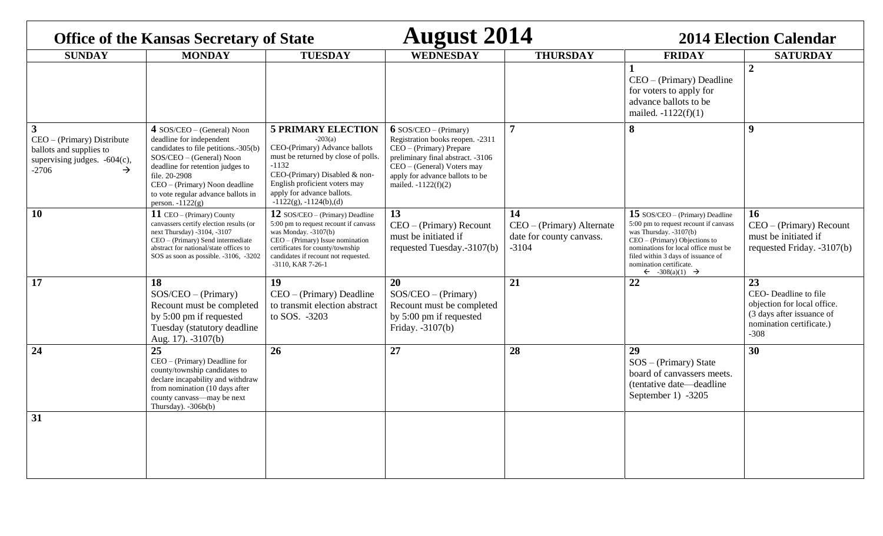**Office of the Kansas Secretary of State** | # August 2014 | **2014 Election Calendar**

| SUNDAY | MONDAY | TUESDAY | WEDNESDAY | THURSDAY | FRIDAY | SATURDAY |
|---|---|---|---|---|---|---|
| | | | | | **1** CEO – (Primary) Deadline for voters to apply for advance ballots to be mailed. -1122(f)(1) | **2** |
| **3** CEO – (Primary) Distribute ballots and supplies to supervising judges. -604(c), -2706 → | **4** SOS/CEO – (General) Noon deadline for independent candidates to file petitions.-305(b) SOS/CEO – (General) Noon deadline for retention judges to file. 20-2908 CEO – (Primary) Noon deadline to vote regular advance ballots in person. -1122(g) | **5 PRIMARY ELECTION** -203(a) CEO-(Primary) Advance ballots must be returned by close of polls. -1132 CEO-(Primary) Disabled & non-English proficient voters may apply for advance ballots. -1122(g), -1124(b),(d) | **6** SOS/CEO – (Primary) Registration books reopen. -2311 CEO – (Primary) Prepare preliminary final abstract. -3106 CEO – (General) Voters may apply for advance ballots to be mailed. -1122(f)(2) | **7** | **8** | **9** |
| **10** | **11** CEO – (Primary) County canvassers certify election results (or next Thursday) -3104, -3107 CEO – (Primary) Send intermediate abstract for national/state offices to SOS as soon as possible. -3106, -3202 | **12** SOS/CEO – (Primary) Deadline 5:00 pm to request recount if canvass was Monday. -3107(b) CEO – (Primary) Issue nomination certificates for county/township candidates if recount not requested. -3110, KAR 7-26-1 | **13** CEO – (Primary) Recount must be initiated if requested Tuesday.-3107(b) | **14** CEO – (Primary) Alternate date for county canvass. -3104 | **15** SOS/CEO – (Primary) Deadline 5:00 pm to request recount if canvass was Thursday. -3107(b) CEO – (Primary) Objections to nominations for local office must be filed within 3 days of issuance of nomination certificate. ← -308(a)(1) → | **16** CEO – (Primary) Recount must be initiated if requested Friday. -3107(b) |
| **17** | **18** SOS/CEO – (Primary) Recount must be completed by 5:00 pm if requested Tuesday (statutory deadline Aug. 17). -3107(b) | **19** CEO – (Primary) Deadline to transmit election abstract to SOS. -3203 | **20** SOS/CEO – (Primary) Recount must be completed by 5:00 pm if requested Friday. -3107(b) | **21** | **22** | **23** CEO- Deadline to file objection for local office. (3 days after issuance of nomination certificate.) -308 |
| **24** | **25** CEO – (Primary) Deadline for county/township candidates to declare incapability and withdraw from nomination (10 days after county canvass—may be next Thursday). -306b(b) | **26** | **27** | **28** | **29** SOS – (Primary) State board of canvassers meets. (tentative date—deadline September 1) -3205 | **30** |
| **31** | | | | | | |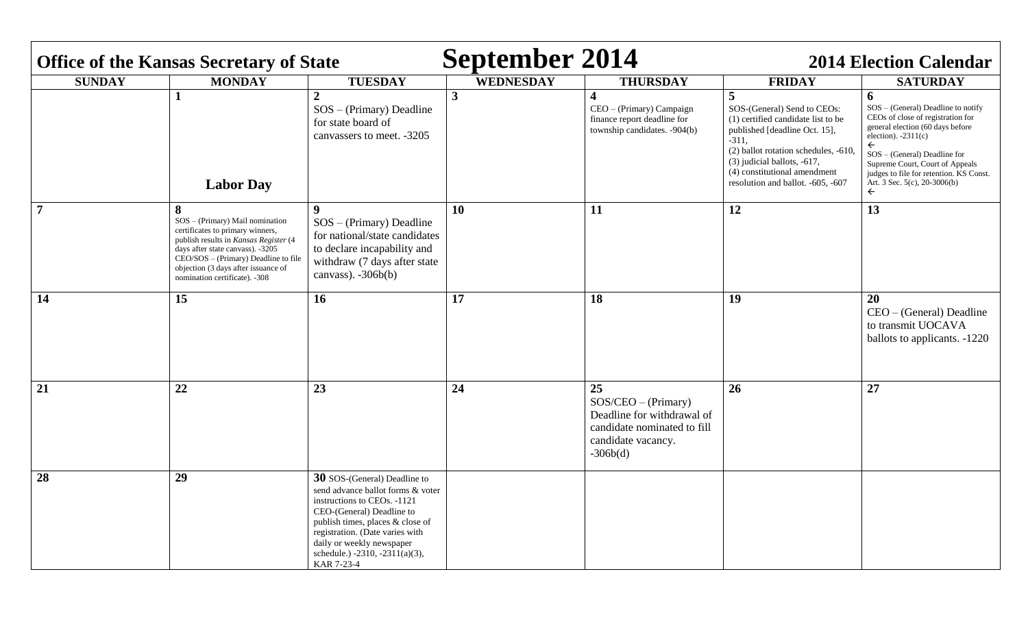**Office of the Kansas Secretary of State** **September 2014** **2014 Election Calendar**

| SUNDAY | MONDAY | TUESDAY | WEDNESDAY | THURSDAY | FRIDAY | SATURDAY |
|---|---|---|---|---|---|---|
| | **1**<br><br>**Labor Day** | **2**<br>SOS – (Primary) Deadline for state board of canvassers to meet. -3205 | **3** | **4**<br>CEO – (Primary) Campaign finance report deadline for township candidates. -904(b) | **5**<br>SOS-(General) Send to CEOs:<br>(1) certified candidate list to be published [deadline Oct. 15], -311,<br>(2) ballot rotation schedules, -610,<br>(3) judicial ballots, -617,<br>(4) constitutional amendment resolution and ballot. -605, -607 | **6**<br>SOS – (General) Deadline to notify CEOs of close of registration for general election (60 days before election). -2311(c)<br>←<br>SOS – (General) Deadline for Supreme Court, Court of Appeals judges to file for retention. KS Const. Art. 3 Sec. 5(c), 20-3006(b)<br>← |
| **7** | **8**<br>SOS – (Primary) Mail nomination certificates to primary winners, publish results in *Kansas Register* (4 days after state canvass). -3205<br>CEO/SOS – (Primary) Deadline to file objection (3 days after issuance of nomination certificate). -308 | **9**<br>SOS – (Primary) Deadline for national/state candidates to declare incapability and withdraw (7 days after state canvass). -306b(b) | **10** | **11** | **12** | **13** |
| **14** | **15** | **16** | **17** | **18** | **19** | **20**<br>CEO – (General) Deadline to transmit UOCAVA ballots to applicants. -1220 |
| **21** | **22** | **23** | **24** | **25**<br>SOS/CEO – (Primary) Deadline for withdrawal of candidate nominated to fill candidate vacancy. -306b(d) | **26** | **27** |
| **28** | **29** | **30** SOS-(General) Deadline to send advance ballot forms & voter instructions to CEOs. -1121<br>CEO-(General) Deadline to publish times, places & close of registration. (Date varies with daily or weekly newspaper schedule.) -2310, -2311(a)(3), KAR 7-23-4 | | | | |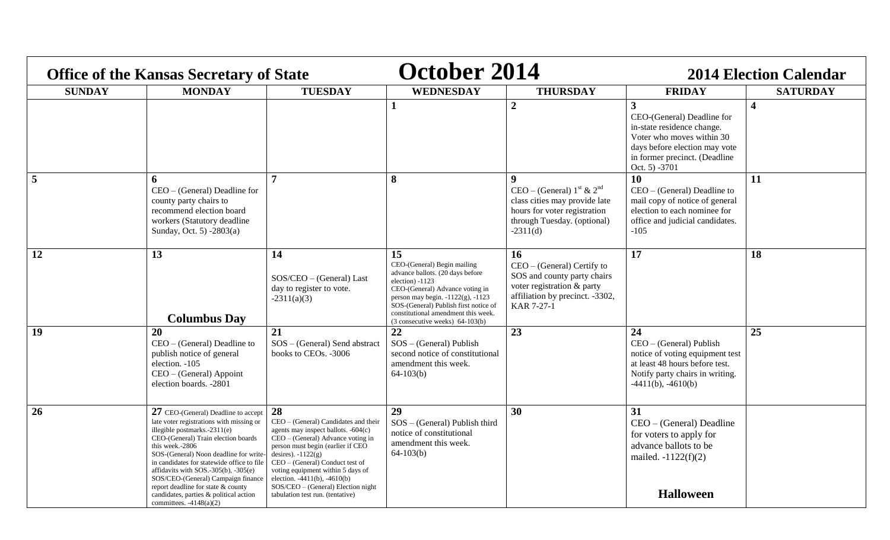**Office of the Kansas Secretary of State** **October 2014** **2014 Election Calendar**

| SUNDAY | MONDAY | TUESDAY | WEDNESDAY | THURSDAY | FRIDAY | SATURDAY |
|---|---|---|---|---|---|---|
| | | | **1** | **2** | **3** CEO-(General) Deadline for in-state residence change. Voter who moves within 30 days before election may vote in former precinct. (Deadline Oct. 5) -3701 | **4** |
| **5** | **6** CEO – (General) Deadline for county party chairs to recommend election board workers (Statutory deadline Sunday, Oct. 5) -2803(a) | **7** | **8** | **9** CEO – (General) 1st & 2nd class cities may provide late hours for voter registration through Tuesday. (optional) -2311(d) | **10** CEO – (General) Deadline to mail copy of notice of general election to each nominee for office and judicial candidates. -105 | **11** |
| **12** | **13** **Columbus Day** | **14** SOS/CEO – (General) Last day to register to vote. -2311(a)(3) | **15** CEO-(General) Begin mailing advance ballots. (20 days before election) -1123 CEO-(General) Advance voting in person may begin. -1122(g), -1123 SOS-(General) Publish first notice of constitutional amendment this week. (3 consecutive weeks) 64-103(b) | **16** CEO – (General) Certify to SOS and county party chairs voter registration & party affiliation by precinct. -3302, KAR 7-27-1 | **17** | **18** |
| **19** | **20** CEO – (General) Deadline to publish notice of general election. -105 CEO – (General) Appoint election boards. -2801 | **21** SOS – (General) Send abstract books to CEOs. -3006 | **22** SOS – (General) Publish second notice of constitutional amendment this week. 64-103(b) | **23** | **24** CEO – (General) Publish notice of voting equipment test at least 48 hours before test. Notify party chairs in writing. -4411(b), -4610(b) | **25** |
| **26** | **27** CEO-(General) Deadline to accept late voter registrations with missing or illegible postmarks.-2311(e) CEO-(General) Train election boards this week.-2806 SOS-(General) Noon deadline for write-in candidates for statewide office to file affidavits with SOS.-305(b), -305(e) SOS/CEO-(General) Campaign finance report deadline for state & county candidates, parties & political action committees. -4148(a)(2) | **28** CEO – (General) Candidates and their agents may inspect ballots. -604(c) CEO – (General) Advance voting in person must begin (earlier if CEO desires). -1122(g) CEO – (General) Conduct test of voting equipment within 5 days of election. -4411(b), -4610(b) SOS/CEO – (General) Election night tabulation test run. (tentative) | **29** SOS – (General) Publish third notice of constitutional amendment this week. 64-103(b) | **30** | **31** CEO – (General) Deadline for voters to apply for advance ballots to be mailed. -1122(f)(2) **Halloween** | |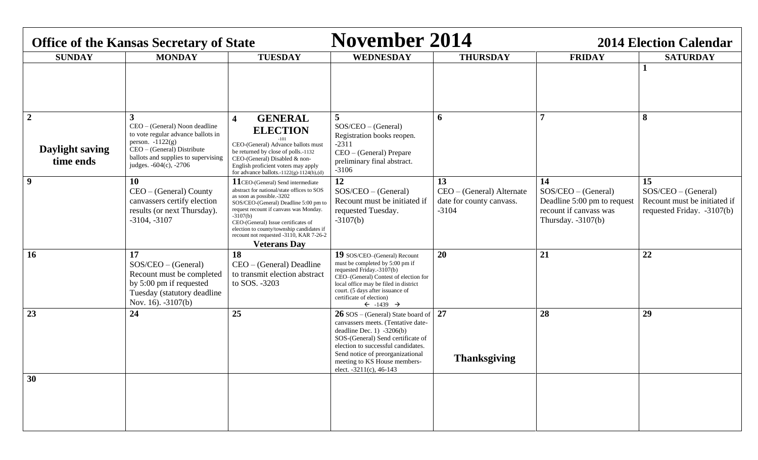**Office of the Kansas Secretary of State**

# November 2014

**2014 Election Calendar**

| SUNDAY | MONDAY | TUESDAY | WEDNESDAY | THURSDAY | FRIDAY | SATURDAY |
|---|---|---|---|---|---|---|
| | | | | | | **1** |
| **2** <br> **Daylight saving time ends** | **3** <br> CEO – (General) Noon deadline to vote regular advance ballots in person. -1122(g) <br> CEO – (General) Distribute ballots and supplies to supervising judges. -604(c), -2706 | **4** **GENERAL ELECTION** <br> -101 <br> CEO-(General) Advance ballots must be returned by close of polls.-1132 <br> CEO-(General) Disabled & non-English proficient voters may apply for advance ballots.-1122(g)-1124(b),(d) | **5** <br> SOS/CEO – (General) Registration books reopen. -2311 <br> CEO – (General) Prepare preliminary final abstract. -3106 | **6** | **7** | **8** |
| **9** | **10** <br> CEO – (General) County canvassers certify election results (or next Thursday). -3104, -3107 | **11** CEO-(General) Send intermediate abstract for national/state offices to SOS as soon as possible.-3202 <br> SOS/CEO-(General) Deadline 5:00 pm to request recount if canvass was Monday. -3107(b) <br> CEO-(General) Issue certificates of election to county/township candidates if recount not requested -3110, KAR 7-26-2 <br> **Veterans Day** | **12** <br> SOS/CEO – (General) Recount must be initiated if requested Tuesday. -3107(b) | **13** <br> CEO – (General) Alternate date for county canvass. -3104 | **14** <br> SOS/CEO – (General) Deadline 5:00 pm to request recount if canvass was Thursday. -3107(b) | **15** <br> SOS/CEO – (General) Recount must be initiated if requested Friday. -3107(b) |
| **16** | **17** <br> SOS/CEO – (General) Recount must be completed by 5:00 pm if requested Tuesday (statutory deadline Nov. 16). -3107(b) | **18** <br> CEO – (General) Deadline to transmit election abstract to SOS. -3203 | **19** SOS/CEO–(General) Recount must be completed by 5:00 pm if requested Friday.-3107(b) <br> CEO–(General) Contest of election for local office may be filed in district court. (5 days after issuance of certificate of election) <br> ← -1439 → | **20** | **21** | **22** |
| **23** | **24** | **25** | **26** SOS – (General) State board of canvassers meets. (Tentative date-deadline Dec. 1) -3206(b) <br> SOS-(General) Send certificate of election to successful candidates. Send notice of preorganizational meeting to KS House members-elect. -3211(c), 46-143 | **27** <br> **Thanksgiving** | **28** | **29** |
| **30** | | | | | | |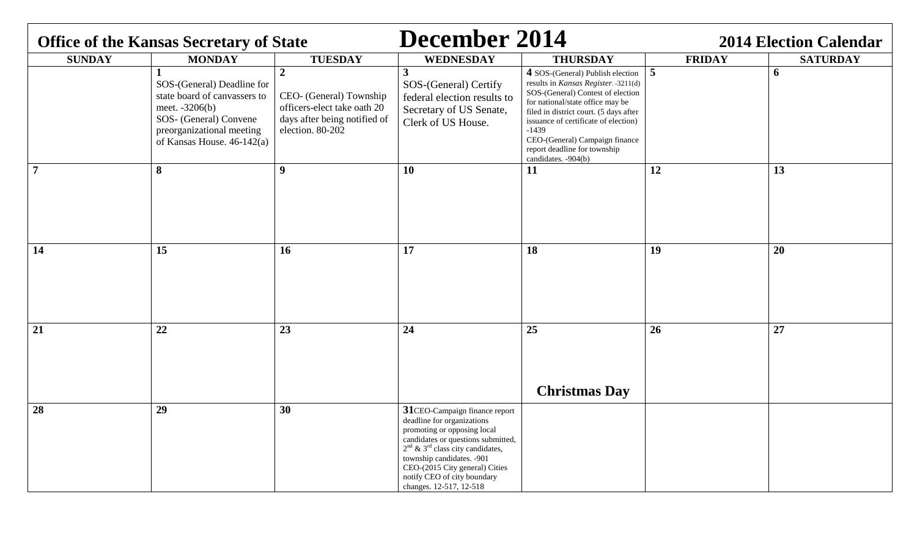**Office of the Kansas Secretary of State** | **December 2014** | **2014 Election Calendar**

| SUNDAY | MONDAY | TUESDAY | WEDNESDAY | THURSDAY | FRIDAY | SATURDAY |
|---|---|---|---|---|---|---|
| | **1** SOS-(General) Deadline for state board of canvassers to meet. -3206(b) SOS- (General) Convene preorganizational meeting of Kansas House. 46-142(a) | **2** CEO- (General) Township officers-elect take oath 20 days after being notified of election. 80-202 | **3** SOS-(General) Certify federal election results to Secretary of US Senate, Clerk of US House. | **4** SOS-(General) Publish election results in *Kansas Register*. -3211(d) SOS-(General) Contest of election for national/state office may be filed in district court. (5 days after issuance of certificate of election) -1439 CEO-(General) Campaign finance report deadline for township candidates. -904(b) | **5** | **6** |
| **7** | **8** | **9** | **10** | **11** | **12** | **13** |
| **14** | **15** | **16** | **17** | **18** | **19** | **20** |
| **21** | **22** | **23** | **24** | **25** **Christmas Day** | **26** | **27** |
| **28** | **29** | **30** | **31** CEO-Campaign finance report deadline for organizations promoting or opposing local candidates or questions submitted, $2^{nd}$ & $3^{rd}$ class city candidates, township candidates. -901 CEO-(2015 City general) Cities notify CEO of city boundary changes. 12-517, 12-518 | | | |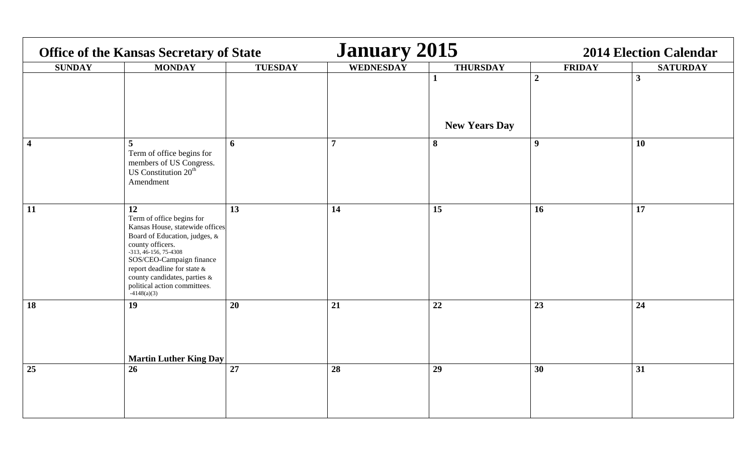**Office of the Kansas Secretary of State** **January 2015** **2014 Election Calendar**

| SUNDAY | MONDAY | TUESDAY | WEDNESDAY | THURSDAY | FRIDAY | SATURDAY |
|---|---|---|---|---|---|---|
| | | | | **1**<br><br>**New Years Day** | **2** | **3** |
| **4** | **5**<br>Term of office begins for members of US Congress. US Constitution 20th Amendment | **6** | **7** | **8** | **9** | **10** |
| **11** | **12**<br>Term of office begins for Kansas House, statewide offices Board of Education, judges, & county officers.<br>-313, 46-156, 75-4308<br>SOS/CEO-Campaign finance report deadline for state & county candidates, parties & political action committees.<br>-4148(a)(3) | **13** | **14** | **15** | **16** | **17** |
| **18** | **19**<br><br>**Martin Luther King Day** | **20** | **21** | **22** | **23** | **24** |
| **25** | **26** | **27** | **28** | **29** | **30** | **31** |